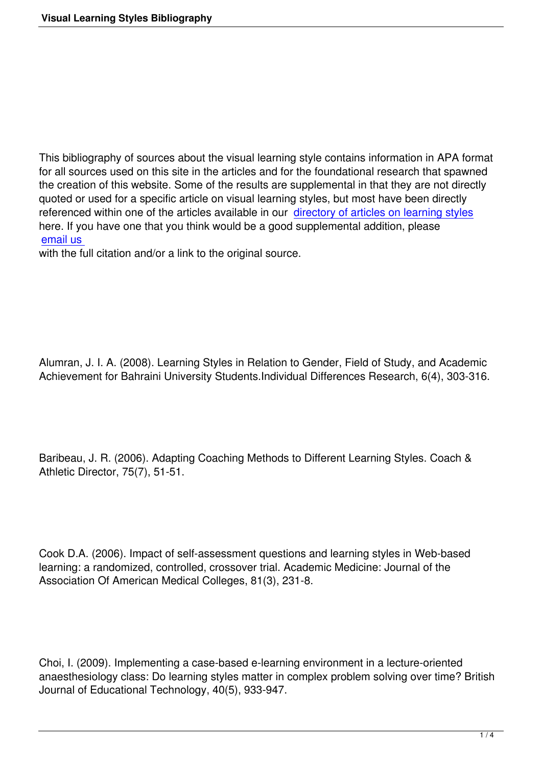This bibliography of sources about the visual learning style contains information in APA format for all sources used on this site in the articles and for the foundational research that spawned the creation of this website. Some of the results are supplemental in that they are not directly quoted or used for a specific article on visual learning styles, but most have been directly referenced within one of the articles available in our directory of articles on learning styles here. If you have one that you think would be a good supplemental addition, please email us with the full citation and/or a link to the original source.

Alumran, J. I. A. (2008). Learning Styles in Relation to Gender, Field of Study, and Academic Achievement for Bahraini University Students.Individual Differences Research, 6(4), 303-316.

Baribeau, J. R. (2006). Adapting Coaching Methods to Different Learning Styles. Coach & Athletic Director, 75(7), 51-51.

Cook D.A. (2006). Impact of self-assessment questions and learning styles in Web-based learning: a randomized, controlled, crossover trial. Academic Medicine: Journal of the Association Of American Medical Colleges, 81(3), 231-8.

Choi, I. (2009). Implementing a case-based e-learning environment in a lecture-oriented anaesthesiology class: Do learning styles matter in complex problem solving over time? British Journal of Educational Technology, 40(5), 933-947.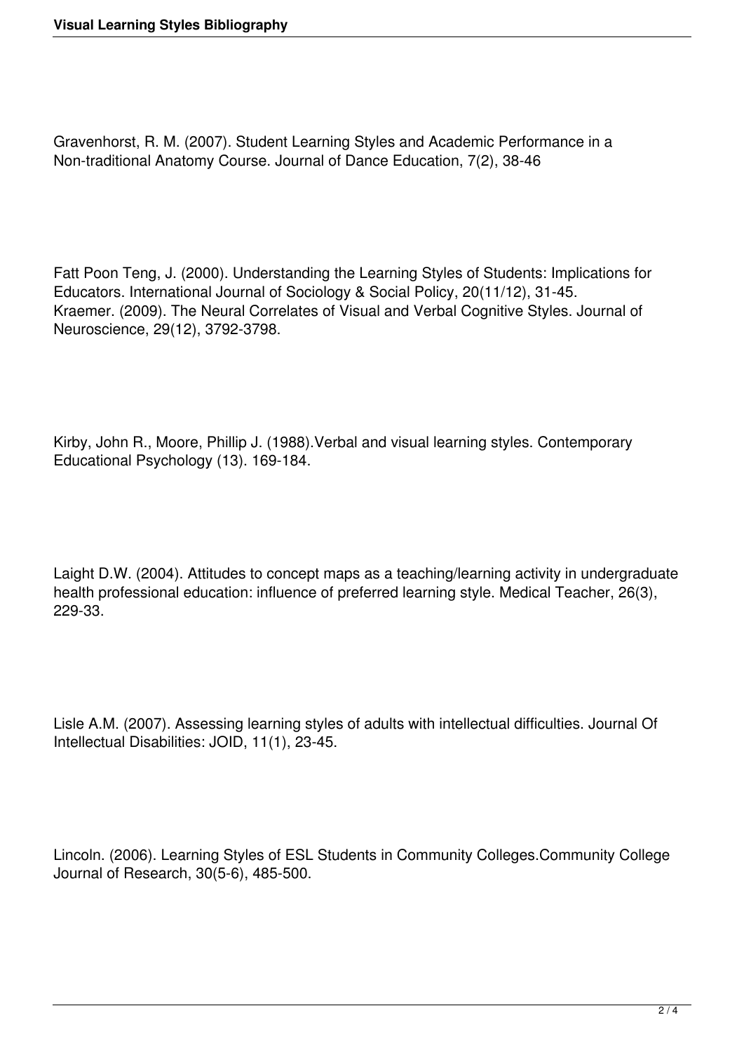Gravenhorst, R. M. (2007). Student Learning Styles and Academic Performance in a Non-traditional Anatomy Course. Journal of Dance Education, 7(2), 38-46

Fatt Poon Teng, J. (2000). Understanding the Learning Styles of Students: Implications for Educators. International Journal of Sociology & Social Policy, 20(11/12), 31-45.
Kraemer. (2009). The Neural Correlates of Visual and Verbal Cognitive Styles. Journal of Neuroscience, 29(12), 3792-3798.

Kirby, John R., Moore, Phillip J. (1988).Verbal and visual learning styles. Contemporary Educational Psychology (13). 169-184.

Laight D.W. (2004). Attitudes to concept maps as a teaching/learning activity in undergraduate health professional education: influence of preferred learning style. Medical Teacher, 26(3), 229-33.

Lisle A.M. (2007). Assessing learning styles of adults with intellectual difficulties. Journal Of Intellectual Disabilities: JOID, 11(1), 23-45.

Lincoln. (2006). Learning Styles of ESL Students in Community Colleges.Community College Journal of Research, 30(5-6), 485-500.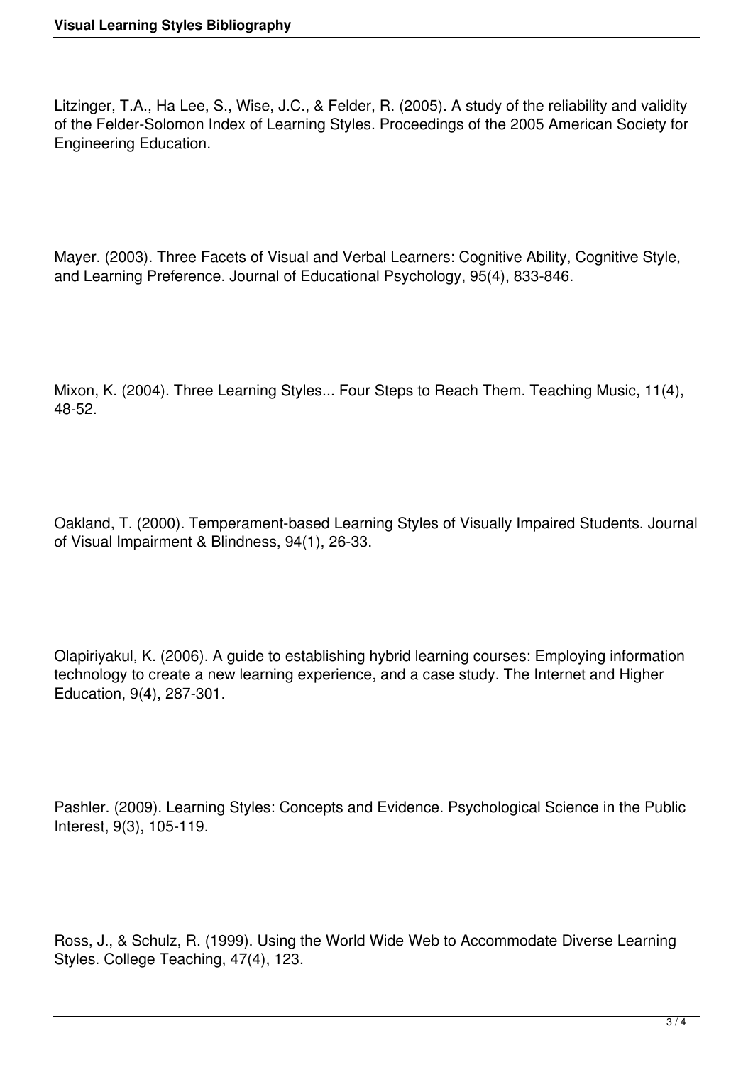Litzinger, T.A., Ha Lee, S., Wise, J.C., & Felder, R. (2005). A study of the reliability and validity of the Felder-Solomon Index of Learning Styles. Proceedings of the 2005 American Society for Engineering Education.

Mayer. (2003). Three Facets of Visual and Verbal Learners: Cognitive Ability, Cognitive Style, and Learning Preference. Journal of Educational Psychology, 95(4), 833-846.

Mixon, K. (2004). Three Learning Styles... Four Steps to Reach Them. Teaching Music, 11(4), 48-52.

Oakland, T. (2000). Temperament-based Learning Styles of Visually Impaired Students. Journal of Visual Impairment & Blindness, 94(1), 26-33.

Olapiriyakul, K. (2006). A guide to establishing hybrid learning courses: Employing information technology to create a new learning experience, and a case study. The Internet and Higher Education, 9(4), 287-301.

Pashler. (2009). Learning Styles: Concepts and Evidence. Psychological Science in the Public Interest, 9(3), 105-119.

Ross, J., & Schulz, R. (1999). Using the World Wide Web to Accommodate Diverse Learning Styles. College Teaching, 47(4), 123.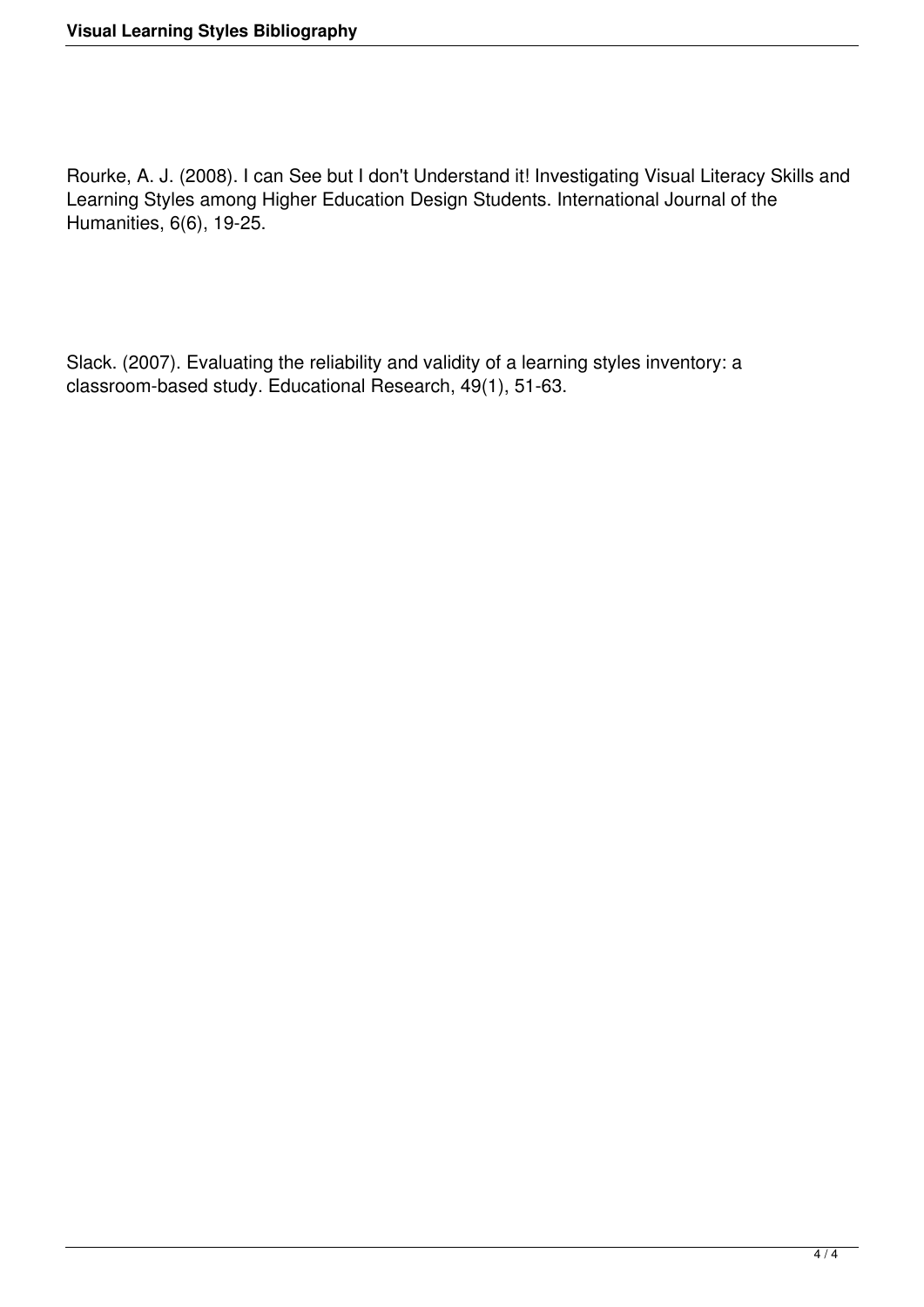Rourke, A. J. (2008). I can See but I don't Understand it! Investigating Visual Literacy Skills and Learning Styles among Higher Education Design Students. International Journal of the Humanities, 6(6), 19-25.

Slack. (2007). Evaluating the reliability and validity of a learning styles inventory: a classroom-based study. Educational Research, 49(1), 51-63.